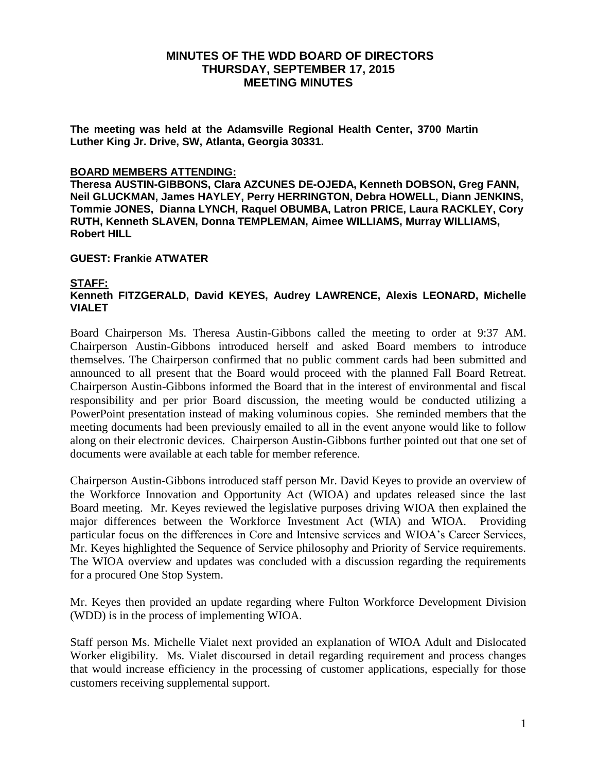# MINUTES OF THE WDD BOARD OF DIRECTORS
## THURSDAY, SEPTEMBER 17, 2015
## MEETING MINUTES

**The meeting was held at the Adamsville Regional Health Center, 3700 Martin Luther King Jr. Drive, SW, Atlanta, Georgia 30331.**

**BOARD MEMBERS ATTENDING:**

**Theresa AUSTIN-GIBBONS, Clara AZCUNES DE-OJEDA, Kenneth DOBSON, Greg FANN, Neil GLUCKMAN, James HAYLEY, Perry HERRINGTON, Debra HOWELL, Diann JENKINS, Tommie JONES, Dianna LYNCH, Raquel OBUMBA, Latron PRICE, Laura RACKLEY, Cory RUTH, Kenneth SLAVEN, Donna TEMPLEMAN, Aimee WILLIAMS, Murray WILLIAMS, Robert HILL**

**GUEST: Frankie ATWATER**

**STAFF:**

**Kenneth FITZGERALD, David KEYES, Audrey LAWRENCE, Alexis LEONARD, Michelle VIALET**

Board Chairperson Ms. Theresa Austin-Gibbons called the meeting to order at 9:37 AM. Chairperson Austin-Gibbons introduced herself and asked Board members to introduce themselves. The Chairperson confirmed that no public comment cards had been submitted and announced to all present that the Board would proceed with the planned Fall Board Retreat. Chairperson Austin-Gibbons informed the Board that in the interest of environmental and fiscal responsibility and per prior Board discussion, the meeting would be conducted utilizing a PowerPoint presentation instead of making voluminous copies. She reminded members that the meeting documents had been previously emailed to all in the event anyone would like to follow along on their electronic devices. Chairperson Austin-Gibbons further pointed out that one set of documents were available at each table for member reference.

Chairperson Austin-Gibbons introduced staff person Mr. David Keyes to provide an overview of the Workforce Innovation and Opportunity Act (WIOA) and updates released since the last Board meeting. Mr. Keyes reviewed the legislative purposes driving WIOA then explained the major differences between the Workforce Investment Act (WIA) and WIOA. Providing particular focus on the differences in Core and Intensive services and WIOA's Career Services, Mr. Keyes highlighted the Sequence of Service philosophy and Priority of Service requirements. The WIOA overview and updates was concluded with a discussion regarding the requirements for a procured One Stop System.

Mr. Keyes then provided an update regarding where Fulton Workforce Development Division (WDD) is in the process of implementing WIOA.

Staff person Ms. Michelle Vialet next provided an explanation of WIOA Adult and Dislocated Worker eligibility. Ms. Vialet discoursed in detail regarding requirement and process changes that would increase efficiency in the processing of customer applications, especially for those customers receiving supplemental support.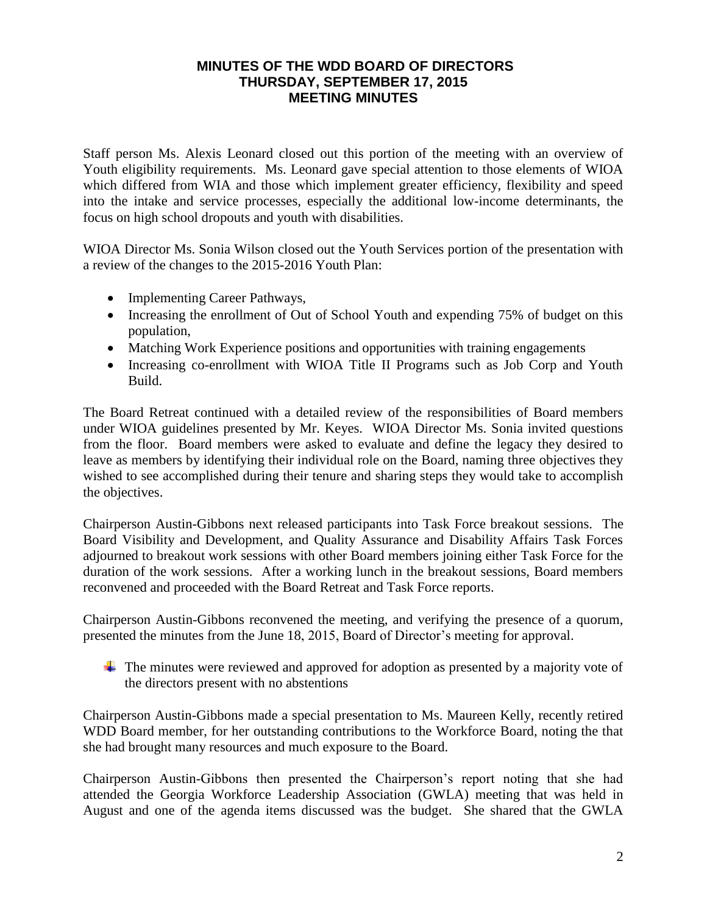**MINUTES OF THE WDD BOARD OF DIRECTORS**
**THURSDAY, SEPTEMBER 17, 2015**
**MEETING MINUTES**

Staff person Ms. Alexis Leonard closed out this portion of the meeting with an overview of Youth eligibility requirements. Ms. Leonard gave special attention to those elements of WIOA which differed from WIA and those which implement greater efficiency, flexibility and speed into the intake and service processes, especially the additional low-income determinants, the focus on high school dropouts and youth with disabilities.

WIOA Director Ms. Sonia Wilson closed out the Youth Services portion of the presentation with a review of the changes to the 2015-2016 Youth Plan:

- Implementing Career Pathways,
- Increasing the enrollment of Out of School Youth and expending 75% of budget on this population,
- Matching Work Experience positions and opportunities with training engagements
- Increasing co-enrollment with WIOA Title II Programs such as Job Corp and Youth Build.

The Board Retreat continued with a detailed review of the responsibilities of Board members under WIOA guidelines presented by Mr. Keyes. WIOA Director Ms. Sonia invited questions from the floor. Board members were asked to evaluate and define the legacy they desired to leave as members by identifying their individual role on the Board, naming three objectives they wished to see accomplished during their tenure and sharing steps they would take to accomplish the objectives.

Chairperson Austin-Gibbons next released participants into Task Force breakout sessions. The Board Visibility and Development, and Quality Assurance and Disability Affairs Task Forces adjourned to breakout work sessions with other Board members joining either Task Force for the duration of the work sessions. After a working lunch in the breakout sessions, Board members reconvened and proceeded with the Board Retreat and Task Force reports.

Chairperson Austin-Gibbons reconvened the meeting, and verifying the presence of a quorum, presented the minutes from the June 18, 2015, Board of Director's meeting for approval.

- The minutes were reviewed and approved for adoption as presented by a majority vote of the directors present with no abstentions

Chairperson Austin-Gibbons made a special presentation to Ms. Maureen Kelly, recently retired WDD Board member, for her outstanding contributions to the Workforce Board, noting the that she had brought many resources and much exposure to the Board.

Chairperson Austin-Gibbons then presented the Chairperson's report noting that she had attended the Georgia Workforce Leadership Association (GWLA) meeting that was held in August and one of the agenda items discussed was the budget. She shared that the GWLA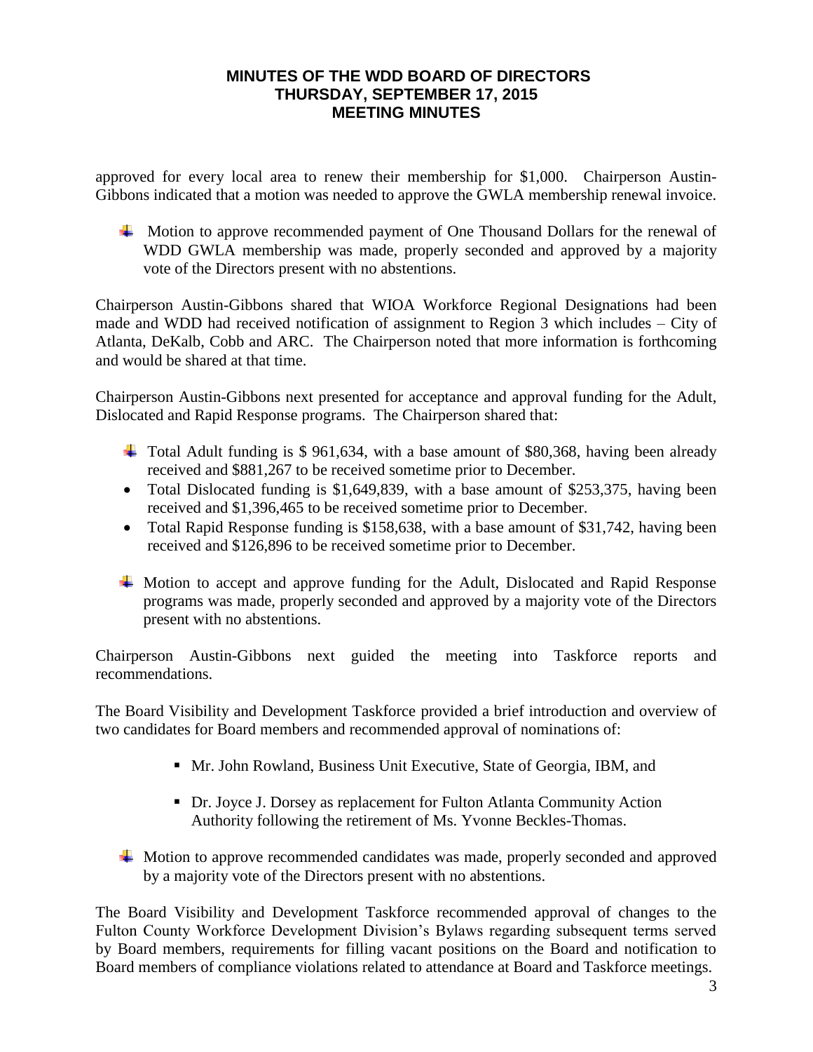approved for every local area to renew their membership for $1,000. Chairperson Austin-Gibbons indicated that a motion was needed to approve the GWLA membership renewal invoice.

- Motion to approve recommended payment of One Thousand Dollars for the renewal of WDD GWLA membership was made, properly seconded and approved by a majority vote of the Directors present with no abstentions.

Chairperson Austin-Gibbons shared that WIOA Workforce Regional Designations had been made and WDD had received notification of assignment to Region 3 which includes – City of Atlanta, DeKalb, Cobb and ARC. The Chairperson noted that more information is forthcoming and would be shared at that time.

Chairperson Austin-Gibbons next presented for acceptance and approval funding for the Adult, Dislocated and Rapid Response programs. The Chairperson shared that:

- Total Adult funding is $ 961,634, with a base amount of $80,368, having been already received and $881,267 to be received sometime prior to December.
- Total Dislocated funding is $1,649,839, with a base amount of $253,375, having been received and $1,396,465 to be received sometime prior to December.
- Total Rapid Response funding is $158,638, with a base amount of $31,742, having been received and $126,896 to be received sometime prior to December.

- Motion to accept and approve funding for the Adult, Dislocated and Rapid Response programs was made, properly seconded and approved by a majority vote of the Directors present with no abstentions.

Chairperson Austin-Gibbons next guided the meeting into Taskforce reports and recommendations.

The Board Visibility and Development Taskforce provided a brief introduction and overview of two candidates for Board members and recommended approval of nominations of:

- Mr. John Rowland, Business Unit Executive, State of Georgia, IBM, and
- Dr. Joyce J. Dorsey as replacement for Fulton Atlanta Community Action Authority following the retirement of Ms. Yvonne Beckles-Thomas.

- Motion to approve recommended candidates was made, properly seconded and approved by a majority vote of the Directors present with no abstentions.

The Board Visibility and Development Taskforce recommended approval of changes to the Fulton County Workforce Development Division's Bylaws regarding subsequent terms served by Board members, requirements for filling vacant positions on the Board and notification to Board members of compliance violations related to attendance at Board and Taskforce meetings.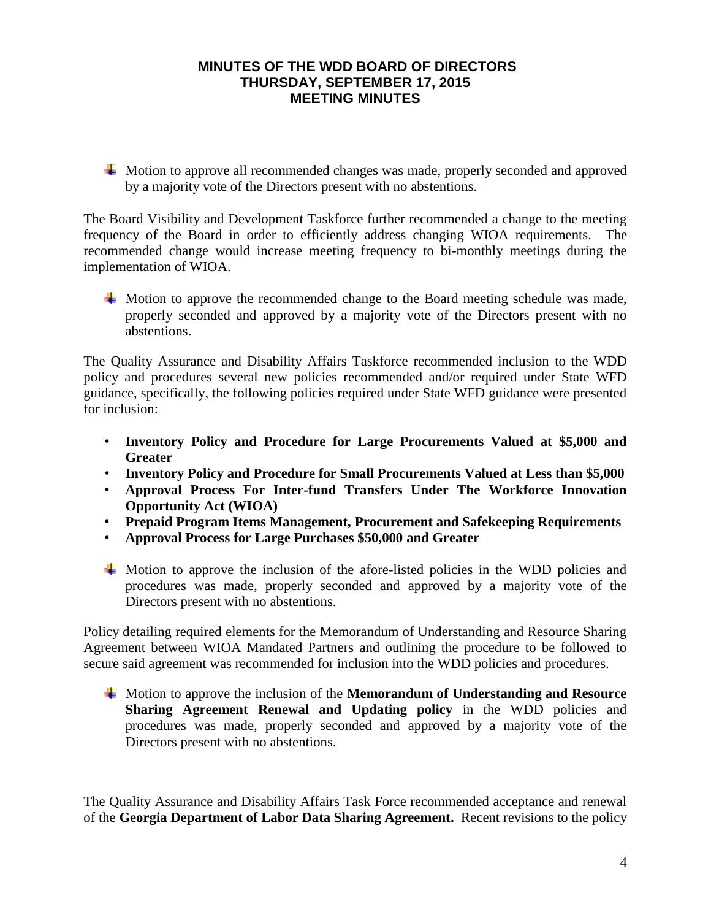**MINUTES OF THE WDD BOARD OF DIRECTORS**
**THURSDAY, SEPTEMBER 17, 2015**
**MEETING MINUTES**

- Motion to approve all recommended changes was made, properly seconded and approved by a majority vote of the Directors present with no abstentions.

The Board Visibility and Development Taskforce further recommended a change to the meeting frequency of the Board in order to efficiently address changing WIOA requirements. The recommended change would increase meeting frequency to bi-monthly meetings during the implementation of WIOA.

- Motion to approve the recommended change to the Board meeting schedule was made, properly seconded and approved by a majority vote of the Directors present with no abstentions.

The Quality Assurance and Disability Affairs Taskforce recommended inclusion to the WDD policy and procedures several new policies recommended and/or required under State WFD guidance, specifically, the following policies required under State WFD guidance were presented for inclusion:

- **Inventory Policy and Procedure for Large Procurements Valued at $5,000 and Greater**
- **Inventory Policy and Procedure for Small Procurements Valued at Less than $5,000**
- **Approval Process For Inter-fund Transfers Under The Workforce Innovation Opportunity Act (WIOA)**
- **Prepaid Program Items Management, Procurement and Safekeeping Requirements**
- **Approval Process for Large Purchases $50,000 and Greater**

- Motion to approve the inclusion of the afore-listed policies in the WDD policies and procedures was made, properly seconded and approved by a majority vote of the Directors present with no abstentions.

Policy detailing required elements for the Memorandum of Understanding and Resource Sharing Agreement between WIOA Mandated Partners and outlining the procedure to be followed to secure said agreement was recommended for inclusion into the WDD policies and procedures.

- Motion to approve the inclusion of the **Memorandum of Understanding and Resource Sharing Agreement Renewal and Updating policy** in the WDD policies and procedures was made, properly seconded and approved by a majority vote of the Directors present with no abstentions.

The Quality Assurance and Disability Affairs Task Force recommended acceptance and renewal of the **Georgia Department of Labor Data Sharing Agreement.** Recent revisions to the policy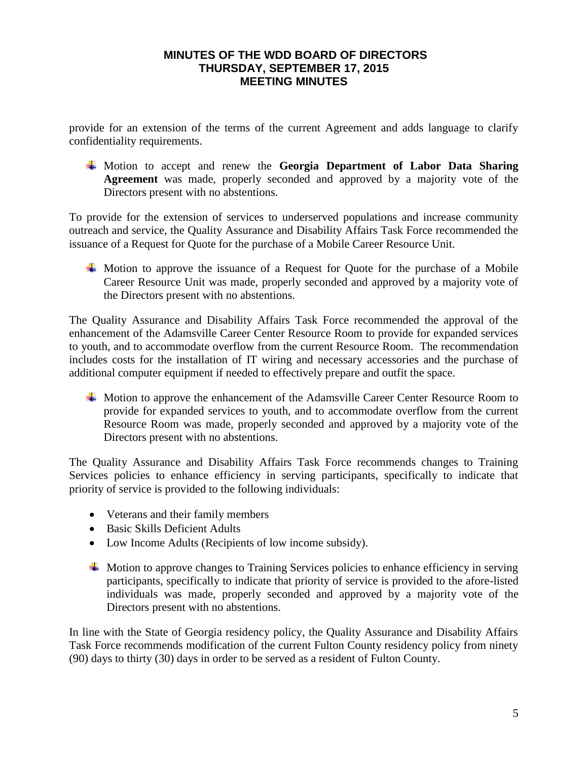provide for an extension of the terms of the current Agreement and adds language to clarify confidentiality requirements.

- Motion to accept and renew the **Georgia Department of Labor Data Sharing Agreement** was made, properly seconded and approved by a majority vote of the Directors present with no abstentions.

To provide for the extension of services to underserved populations and increase community outreach and service, the Quality Assurance and Disability Affairs Task Force recommended the issuance of a Request for Quote for the purchase of a Mobile Career Resource Unit.

- Motion to approve the issuance of a Request for Quote for the purchase of a Mobile Career Resource Unit was made, properly seconded and approved by a majority vote of the Directors present with no abstentions.

The Quality Assurance and Disability Affairs Task Force recommended the approval of the enhancement of the Adamsville Career Center Resource Room to provide for expanded services to youth, and to accommodate overflow from the current Resource Room. The recommendation includes costs for the installation of IT wiring and necessary accessories and the purchase of additional computer equipment if needed to effectively prepare and outfit the space.

- Motion to approve the enhancement of the Adamsville Career Center Resource Room to provide for expanded services to youth, and to accommodate overflow from the current Resource Room was made, properly seconded and approved by a majority vote of the Directors present with no abstentions.

The Quality Assurance and Disability Affairs Task Force recommends changes to Training Services policies to enhance efficiency in serving participants, specifically to indicate that priority of service is provided to the following individuals:

- Veterans and their family members
- Basic Skills Deficient Adults
- Low Income Adults (Recipients of low income subsidy).

- Motion to approve changes to Training Services policies to enhance efficiency in serving participants, specifically to indicate that priority of service is provided to the afore-listed individuals was made, properly seconded and approved by a majority vote of the Directors present with no abstentions.

In line with the State of Georgia residency policy, the Quality Assurance and Disability Affairs Task Force recommends modification of the current Fulton County residency policy from ninety (90) days to thirty (30) days in order to be served as a resident of Fulton County.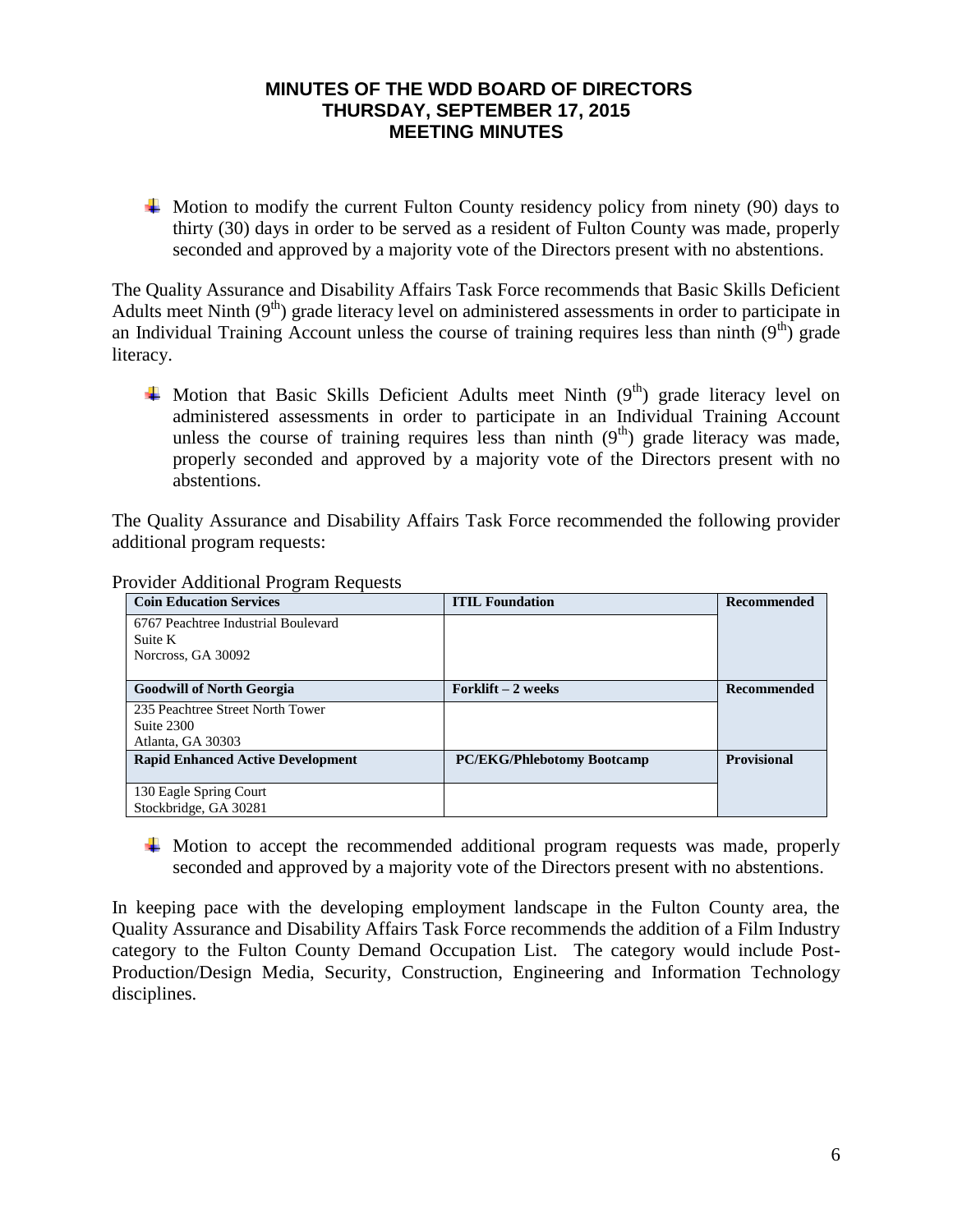**MINUTES OF THE WDD BOARD OF DIRECTORS**
**THURSDAY, SEPTEMBER 17, 2015**
**MEETING MINUTES**

- Motion to modify the current Fulton County residency policy from ninety (90) days to thirty (30) days in order to be served as a resident of Fulton County was made, properly seconded and approved by a majority vote of the Directors present with no abstentions.

The Quality Assurance and Disability Affairs Task Force recommends that Basic Skills Deficient Adults meet Ninth (9th) grade literacy level on administered assessments in order to participate in an Individual Training Account unless the course of training requires less than ninth (9th) grade literacy.

- Motion that Basic Skills Deficient Adults meet Ninth (9th) grade literacy level on administered assessments in order to participate in an Individual Training Account unless the course of training requires less than ninth (9th) grade literacy was made, properly seconded and approved by a majority vote of the Directors present with no abstentions.

The Quality Assurance and Disability Affairs Task Force recommended the following provider additional program requests:

Provider Additional Program Requests

| **Coin Education Services** | **ITIL Foundation** | **Recommended** |
|---|---|---|
| 6767 Peachtree Industrial Boulevard<br>Suite K<br>Norcross, GA 30092 | | |
| **Goodwill of North Georgia** | **Forklift – 2 weeks** | **Recommended** |
| 235 Peachtree Street North Tower<br>Suite 2300<br>Atlanta, GA 30303 | | |
| **Rapid Enhanced Active Development** | **PC/EKG/Phlebotomy Bootcamp** | **Provisional** |
| 130 Eagle Spring Court<br>Stockbridge, GA 30281 | | |

- Motion to accept the recommended additional program requests was made, properly seconded and approved by a majority vote of the Directors present with no abstentions.

In keeping pace with the developing employment landscape in the Fulton County area, the Quality Assurance and Disability Affairs Task Force recommends the addition of a Film Industry category to the Fulton County Demand Occupation List. The category would include Post-Production/Design Media, Security, Construction, Engineering and Information Technology disciplines.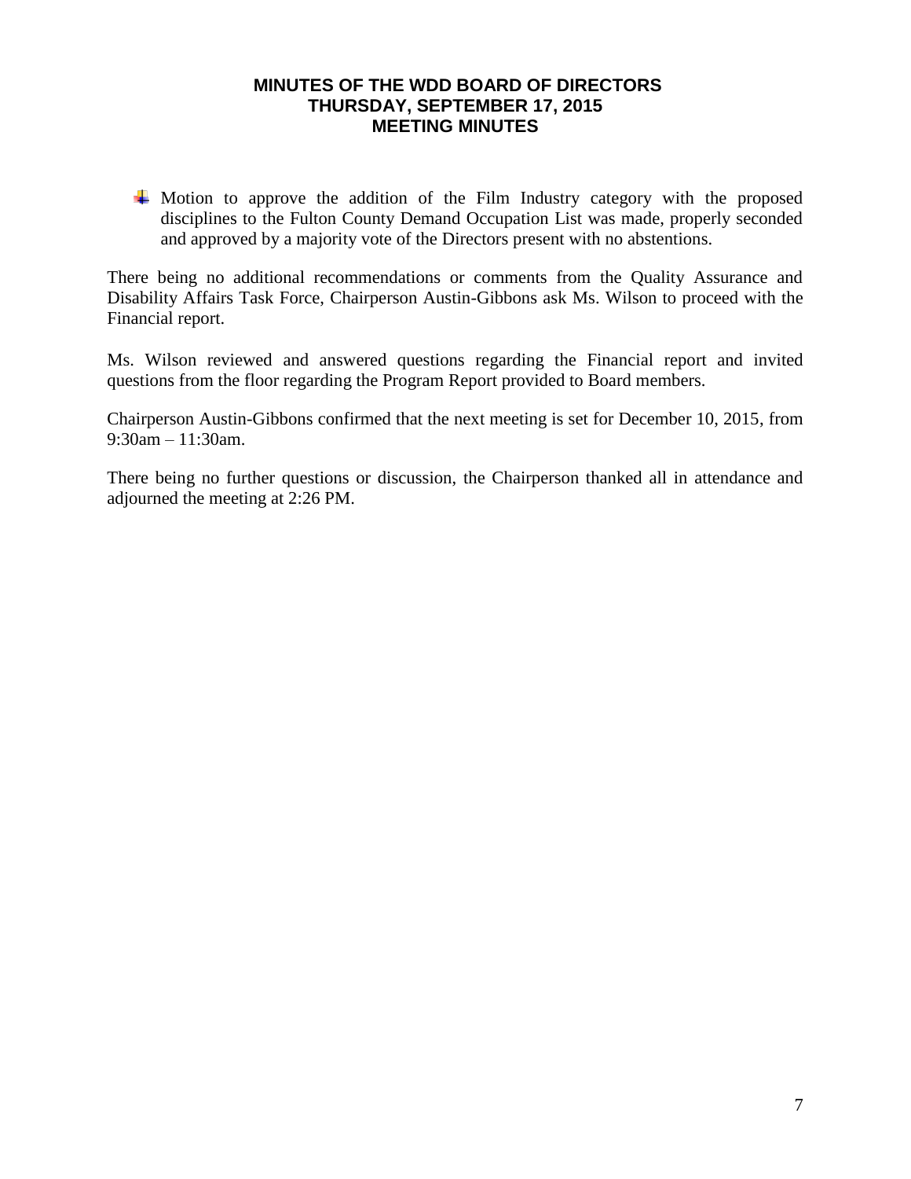**MINUTES OF THE WDD BOARD OF DIRECTORS**
**THURSDAY, SEPTEMBER 17, 2015**
**MEETING MINUTES**

- Motion to approve the addition of the Film Industry category with the proposed disciplines to the Fulton County Demand Occupation List was made, properly seconded and approved by a majority vote of the Directors present with no abstentions.

There being no additional recommendations or comments from the Quality Assurance and Disability Affairs Task Force, Chairperson Austin-Gibbons ask Ms. Wilson to proceed with the Financial report.

Ms. Wilson reviewed and answered questions regarding the Financial report and invited questions from the floor regarding the Program Report provided to Board members.

Chairperson Austin-Gibbons confirmed that the next meeting is set for December 10, 2015, from 9:30am – 11:30am.

There being no further questions or discussion, the Chairperson thanked all in attendance and adjourned the meeting at 2:26 PM.